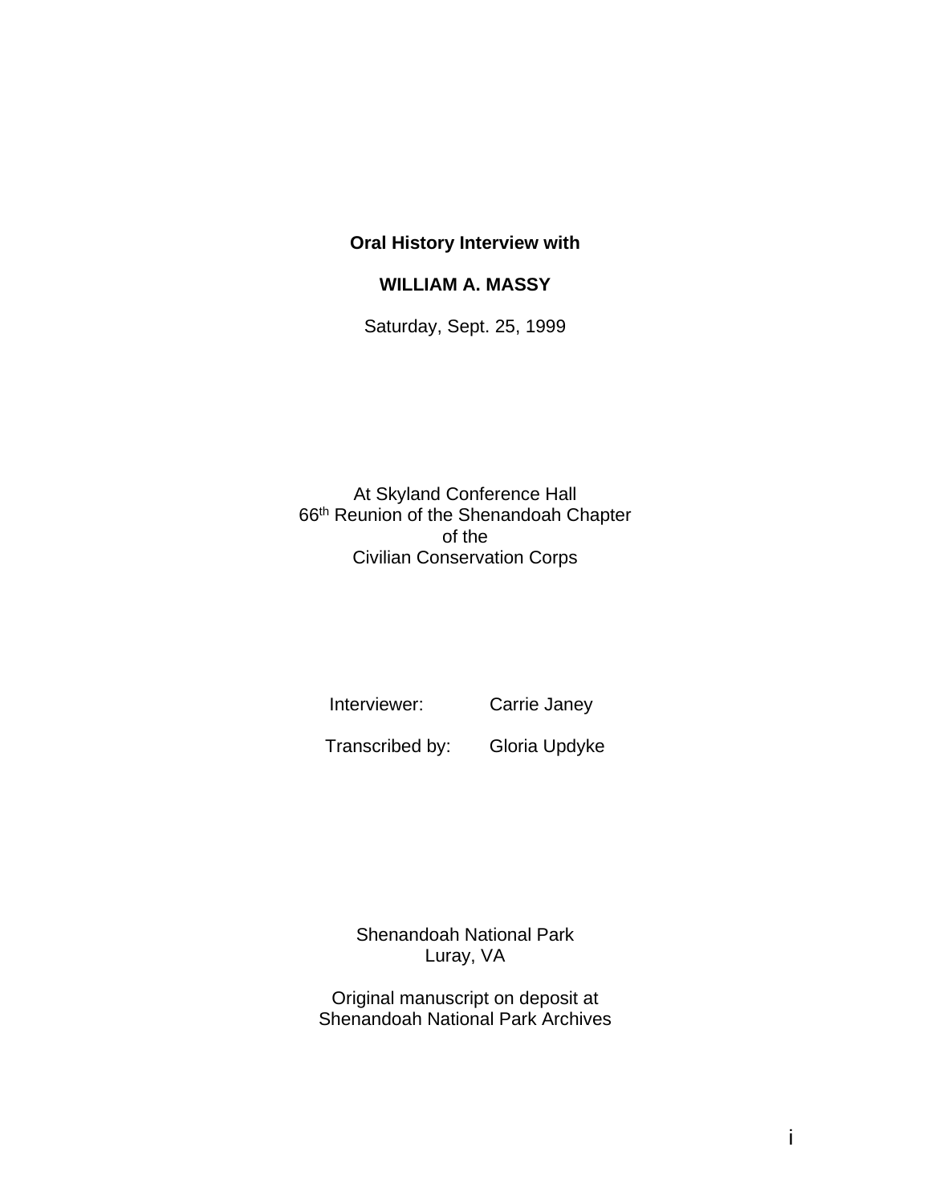**Oral History Interview with**

**WILLIAM A. MASSY**

Saturday, Sept. 25, 1999

At Skyland Conference Hall
66th Reunion of the Shenandoah Chapter
of the
Civilian Conservation Corps

Interviewer: Carrie Janey

Transcribed by: Gloria Updyke

Shenandoah National Park
Luray, VA

Original manuscript on deposit at
Shenandoah National Park Archives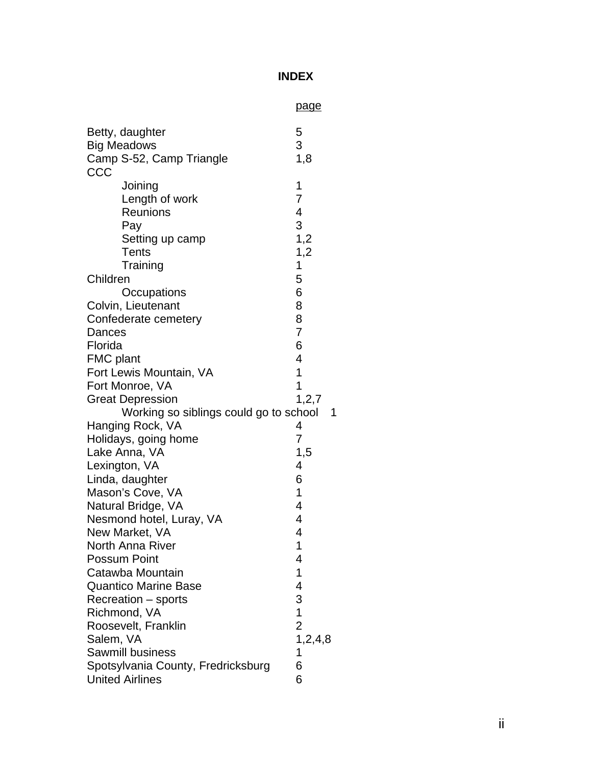# INDEX

| | page |
|---|---|
| Betty, daughter | 5 |
| Big Meadows | 3 |
| Camp S-52, Camp Triangle | 1,8 |
| CCC | |
| Joining | 1 |
| Length of work | 7 |
| Reunions | 4 |
| Pay | 3 |
| Setting up camp | 1,2 |
| Tents | 1,2 |
| Training | 1 |
| Children | 5 |
| Occupations | 6 |
| Colvin, Lieutenant | 8 |
| Confederate cemetery | 8 |
| Dances | 7 |
| Florida | 6 |
| FMC plant | 4 |
| Fort Lewis Mountain, VA | 1 |
| Fort Monroe, VA | 1 |
| Great Depression | 1,2,7 |
| Working so siblings could go to school | 1 |
| Hanging Rock, VA | 4 |
| Holidays, going home | 7 |
| Lake Anna, VA | 1,5 |
| Lexington, VA | 4 |
| Linda, daughter | 6 |
| Mason's Cove, VA | 1 |
| Natural Bridge, VA | 4 |
| Nesmond hotel, Luray, VA | 4 |
| New Market, VA | 4 |
| North Anna River | 1 |
| Possum Point | 4 |
| Catawba Mountain | 1 |
| Quantico Marine Base | 4 |
| Recreation – sports | 3 |
| Richmond, VA | 1 |
| Roosevelt, Franklin | 2 |
| Salem, VA | 1,2,4,8 |
| Sawmill business | 1 |
| Spotsylvania County, Fredricksburg | 6 |
| United Airlines | 6 |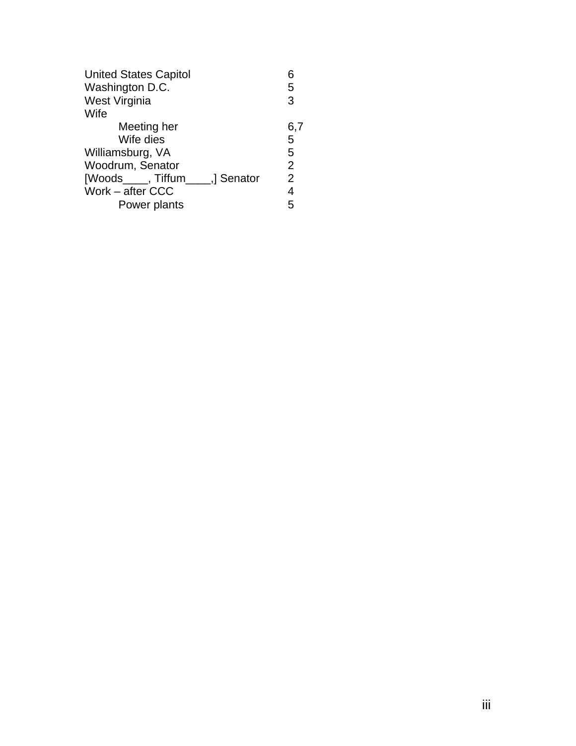| | |
|---|---|
| United States Capitol | 6 |
| Washington D.C. | 5 |
| West Virginia | 3 |
| Wife | |
| Meeting her | 6,7 |
| Wife dies | 5 |
| Williamsburg, VA | 5 |
| Woodrum, Senator | 2 |
| [Woods____, Tiffum____,] Senator | 2 |
| Work – after CCC | 4 |
| Power plants | 5 |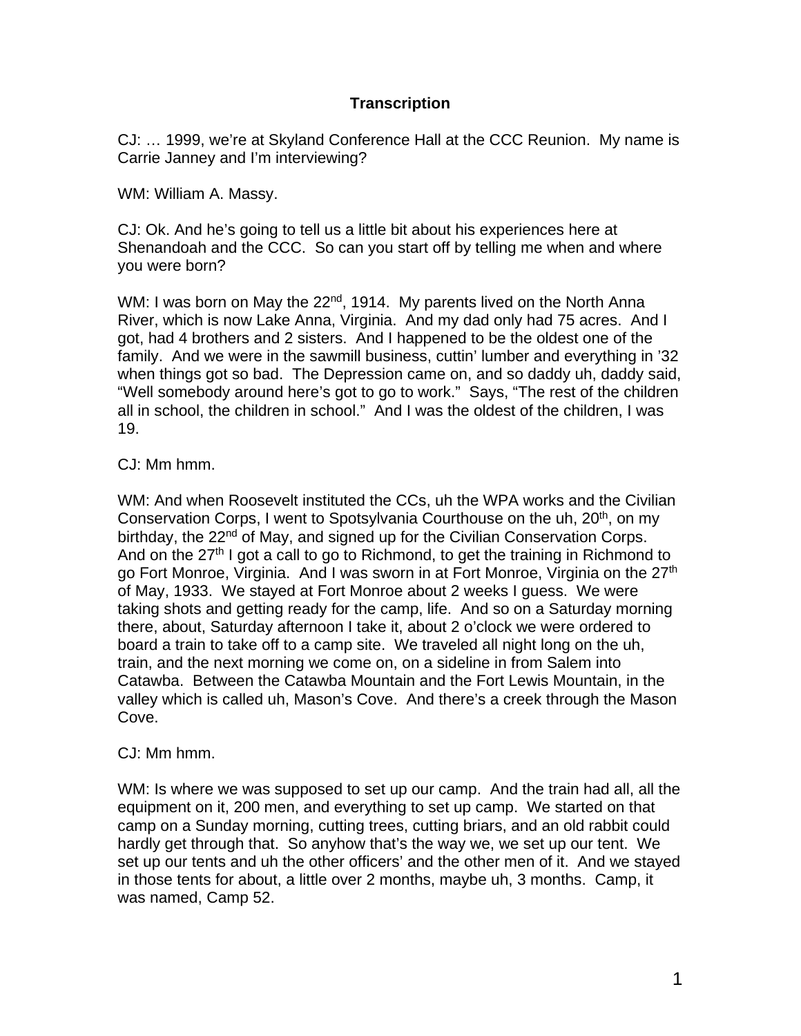**Transcription**

CJ: … 1999, we're at Skyland Conference Hall at the CCC Reunion. My name is Carrie Janney and I'm interviewing?

WM: William A. Massy.

CJ: Ok. And he's going to tell us a little bit about his experiences here at Shenandoah and the CCC. So can you start off by telling me when and where you were born?

WM: I was born on May the 22nd, 1914. My parents lived on the North Anna River, which is now Lake Anna, Virginia. And my dad only had 75 acres. And I got, had 4 brothers and 2 sisters. And I happened to be the oldest one of the family. And we were in the sawmill business, cuttin' lumber and everything in '32 when things got so bad. The Depression came on, and so daddy uh, daddy said, "Well somebody around here's got to go to work." Says, "The rest of the children all in school, the children in school." And I was the oldest of the children, I was 19.

CJ: Mm hmm.

WM: And when Roosevelt instituted the CCs, uh the WPA works and the Civilian Conservation Corps, I went to Spotsylvania Courthouse on the uh, 20th, on my birthday, the 22nd of May, and signed up for the Civilian Conservation Corps. And on the 27th I got a call to go to Richmond, to get the training in Richmond to go Fort Monroe, Virginia. And I was sworn in at Fort Monroe, Virginia on the 27th of May, 1933. We stayed at Fort Monroe about 2 weeks I guess. We were taking shots and getting ready for the camp, life. And so on a Saturday morning there, about, Saturday afternoon I take it, about 2 o'clock we were ordered to board a train to take off to a camp site. We traveled all night long on the uh, train, and the next morning we come on, on a sideline in from Salem into Catawba. Between the Catawba Mountain and the Fort Lewis Mountain, in the valley which is called uh, Mason's Cove. And there's a creek through the Mason Cove.

CJ: Mm hmm.

WM: Is where we was supposed to set up our camp. And the train had all, all the equipment on it, 200 men, and everything to set up camp. We started on that camp on a Sunday morning, cutting trees, cutting briars, and an old rabbit could hardly get through that. So anyhow that's the way we, we set up our tent. We set up our tents and uh the other officers' and the other men of it. And we stayed in those tents for about, a little over 2 months, maybe uh, 3 months. Camp, it was named, Camp 52.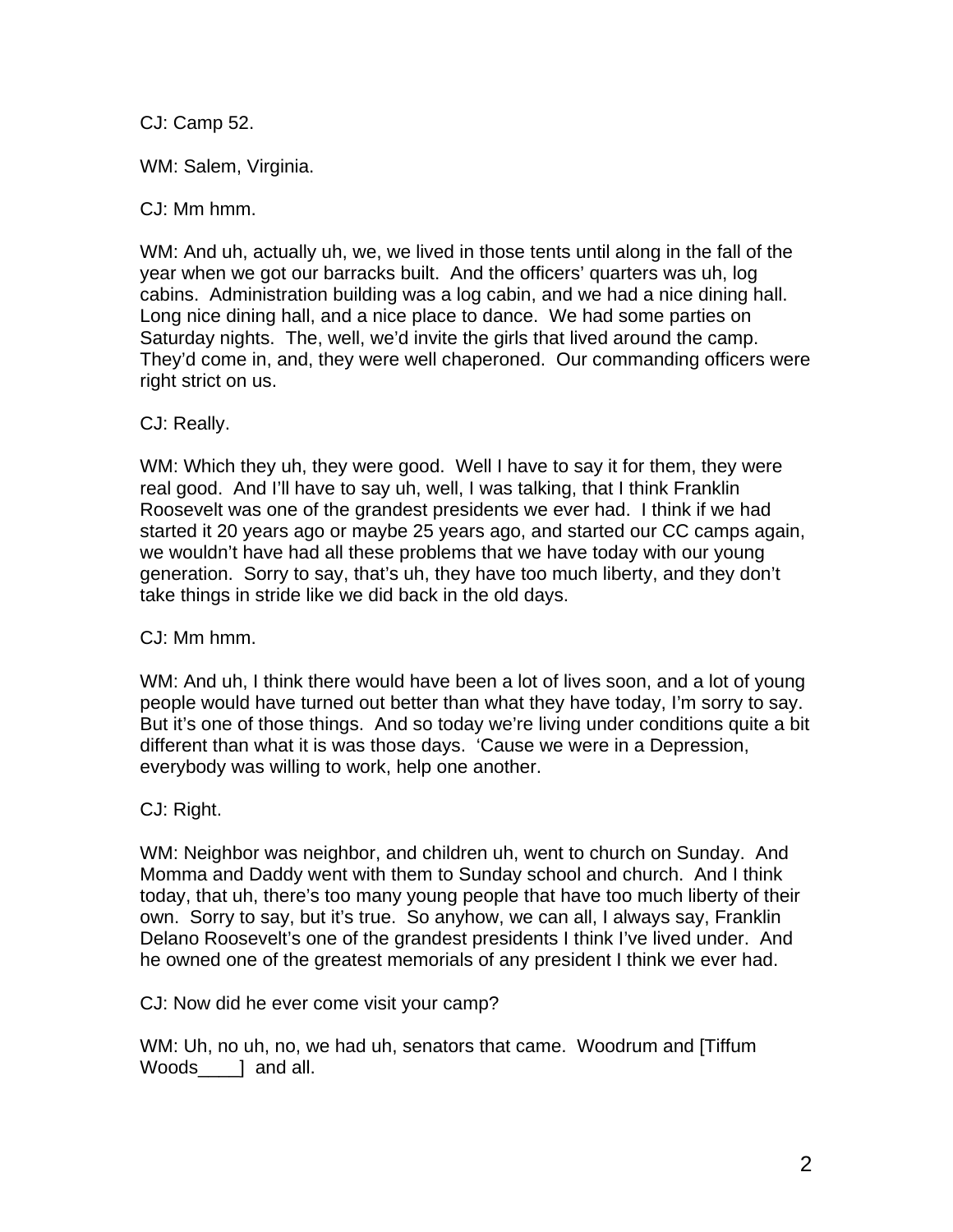CJ: Camp 52.

WM: Salem, Virginia.

CJ: Mm hmm.

WM: And uh, actually uh, we, we lived in those tents until along in the fall of the year when we got our barracks built. And the officers' quarters was uh, log cabins. Administration building was a log cabin, and we had a nice dining hall. Long nice dining hall, and a nice place to dance. We had some parties on Saturday nights. The, well, we'd invite the girls that lived around the camp. They'd come in, and, they were well chaperoned. Our commanding officers were right strict on us.

CJ: Really.

WM: Which they uh, they were good. Well I have to say it for them, they were real good. And I'll have to say uh, well, I was talking, that I think Franklin Roosevelt was one of the grandest presidents we ever had. I think if we had started it 20 years ago or maybe 25 years ago, and started our CC camps again, we wouldn't have had all these problems that we have today with our young generation. Sorry to say, that's uh, they have too much liberty, and they don't take things in stride like we did back in the old days.

CJ: Mm hmm.

WM: And uh, I think there would have been a lot of lives soon, and a lot of young people would have turned out better than what they have today, I'm sorry to say. But it's one of those things. And so today we're living under conditions quite a bit different than what it is was those days. 'Cause we were in a Depression, everybody was willing to work, help one another.

CJ: Right.

WM: Neighbor was neighbor, and children uh, went to church on Sunday. And Momma and Daddy went with them to Sunday school and church. And I think today, that uh, there's too many young people that have too much liberty of their own. Sorry to say, but it's true. So anyhow, we can all, I always say, Franklin Delano Roosevelt's one of the grandest presidents I think I've lived under. And he owned one of the greatest memorials of any president I think we ever had.

CJ: Now did he ever come visit your camp?

WM: Uh, no uh, no, we had uh, senators that came. Woodrum and [Tiffum Woods____] and all.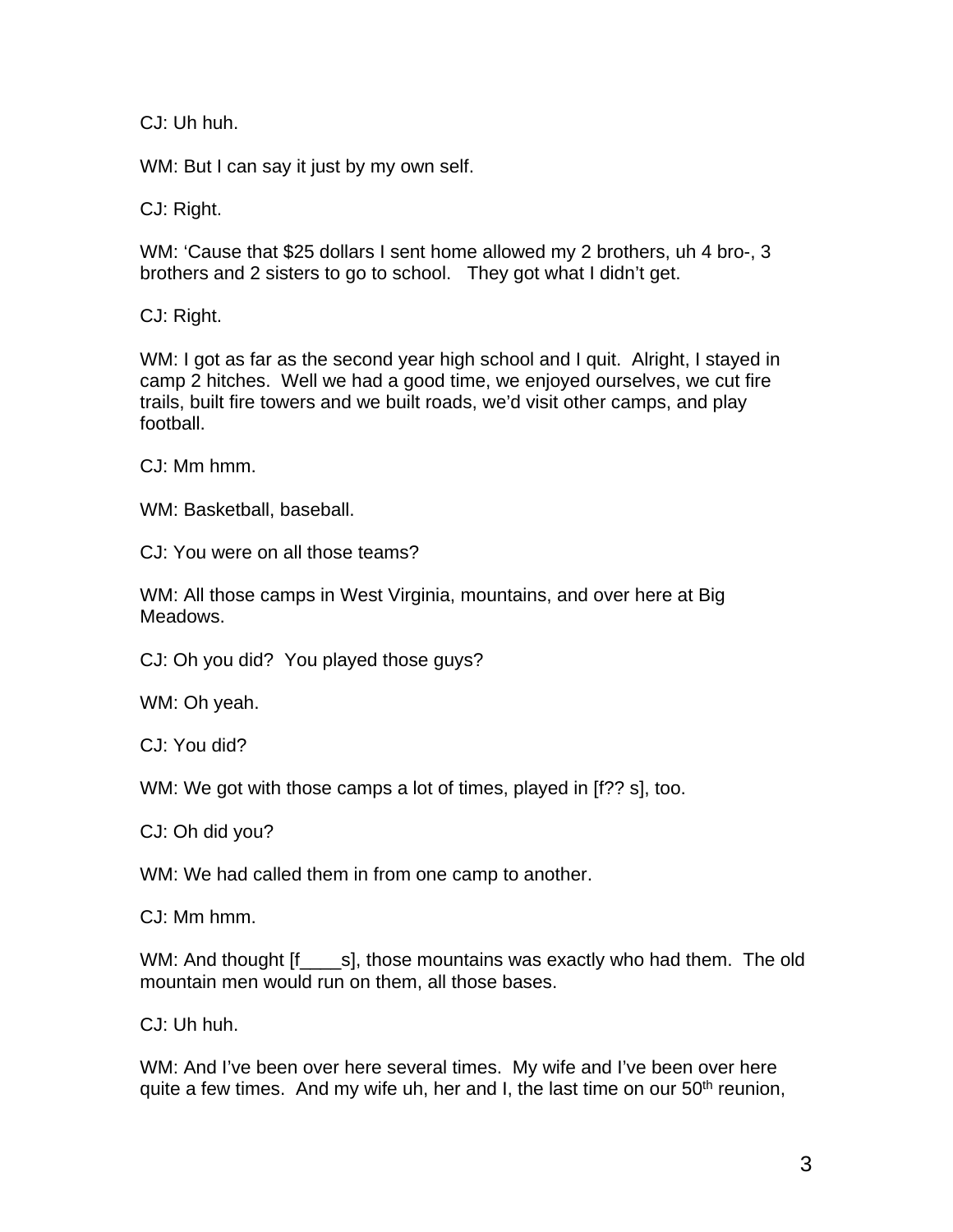CJ: Uh huh.

WM: But I can say it just by my own self.

CJ: Right.

WM: ‘Cause that $25 dollars I sent home allowed my 2 brothers, uh 4 bro-, 3 brothers and 2 sisters to go to school. They got what I didn’t get.

CJ: Right.

WM: I got as far as the second year high school and I quit. Alright, I stayed in camp 2 hitches. Well we had a good time, we enjoyed ourselves, we cut fire trails, built fire towers and we built roads, we’d visit other camps, and play football.

CJ: Mm hmm.

WM: Basketball, baseball.

CJ: You were on all those teams?

WM: All those camps in West Virginia, mountains, and over here at Big Meadows.

CJ: Oh you did? You played those guys?

WM: Oh yeah.

CJ: You did?

WM: We got with those camps a lot of times, played in [f?? s], too.

CJ: Oh did you?

WM: We had called them in from one camp to another.

CJ: Mm hmm.

WM: And thought [f____s], those mountains was exactly who had them. The old mountain men would run on them, all those bases.

CJ: Uh huh.

WM: And I’ve been over here several times. My wife and I’ve been over here quite a few times. And my wife uh, her and I, the last time on our 50th reunion,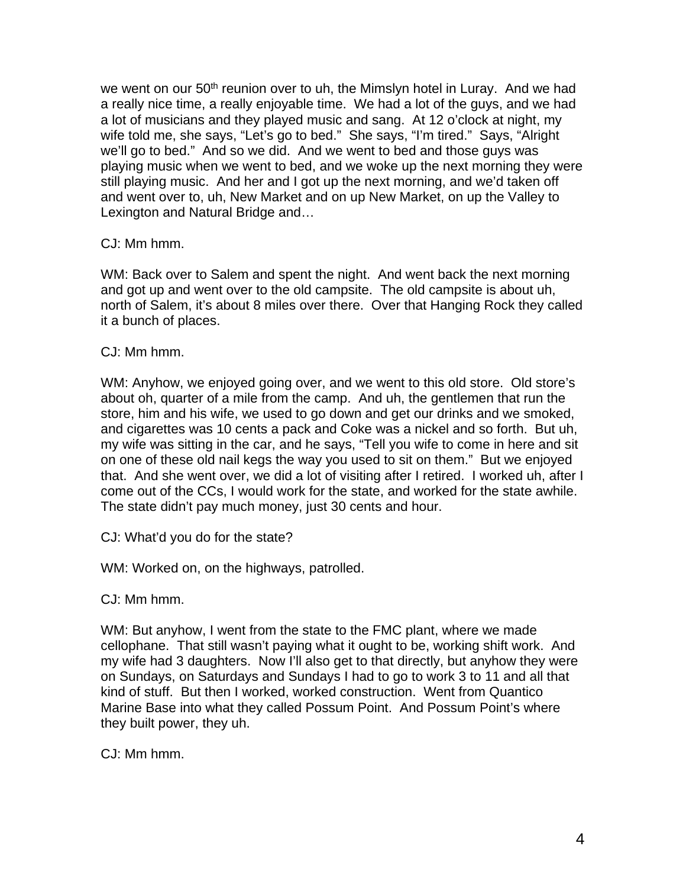we went on our 50th reunion over to uh, the Mimslyn hotel in Luray. And we had a really nice time, a really enjoyable time. We had a lot of the guys, and we had a lot of musicians and they played music and sang. At 12 o'clock at night, my wife told me, she says, "Let's go to bed." She says, "I'm tired." Says, "Alright we'll go to bed." And so we did. And we went to bed and those guys was playing music when we went to bed, and we woke up the next morning they were still playing music. And her and I got up the next morning, and we'd taken off and went over to, uh, New Market and on up New Market, on up the Valley to Lexington and Natural Bridge and…

CJ: Mm hmm.

WM: Back over to Salem and spent the night. And went back the next morning and got up and went over to the old campsite. The old campsite is about uh, north of Salem, it's about 8 miles over there. Over that Hanging Rock they called it a bunch of places.

CJ: Mm hmm.

WM: Anyhow, we enjoyed going over, and we went to this old store. Old store's about oh, quarter of a mile from the camp. And uh, the gentlemen that run the store, him and his wife, we used to go down and get our drinks and we smoked, and cigarettes was 10 cents a pack and Coke was a nickel and so forth. But uh, my wife was sitting in the car, and he says, "Tell you wife to come in here and sit on one of these old nail kegs the way you used to sit on them." But we enjoyed that. And she went over, we did a lot of visiting after I retired. I worked uh, after I come out of the CCs, I would work for the state, and worked for the state awhile. The state didn't pay much money, just 30 cents and hour.

CJ: What'd you do for the state?

WM: Worked on, on the highways, patrolled.

CJ: Mm hmm.

WM: But anyhow, I went from the state to the FMC plant, where we made cellophane. That still wasn't paying what it ought to be, working shift work. And my wife had 3 daughters. Now I'll also get to that directly, but anyhow they were on Sundays, on Saturdays and Sundays I had to go to work 3 to 11 and all that kind of stuff. But then I worked, worked construction. Went from Quantico Marine Base into what they called Possum Point. And Possum Point's where they built power, they uh.

CJ: Mm hmm.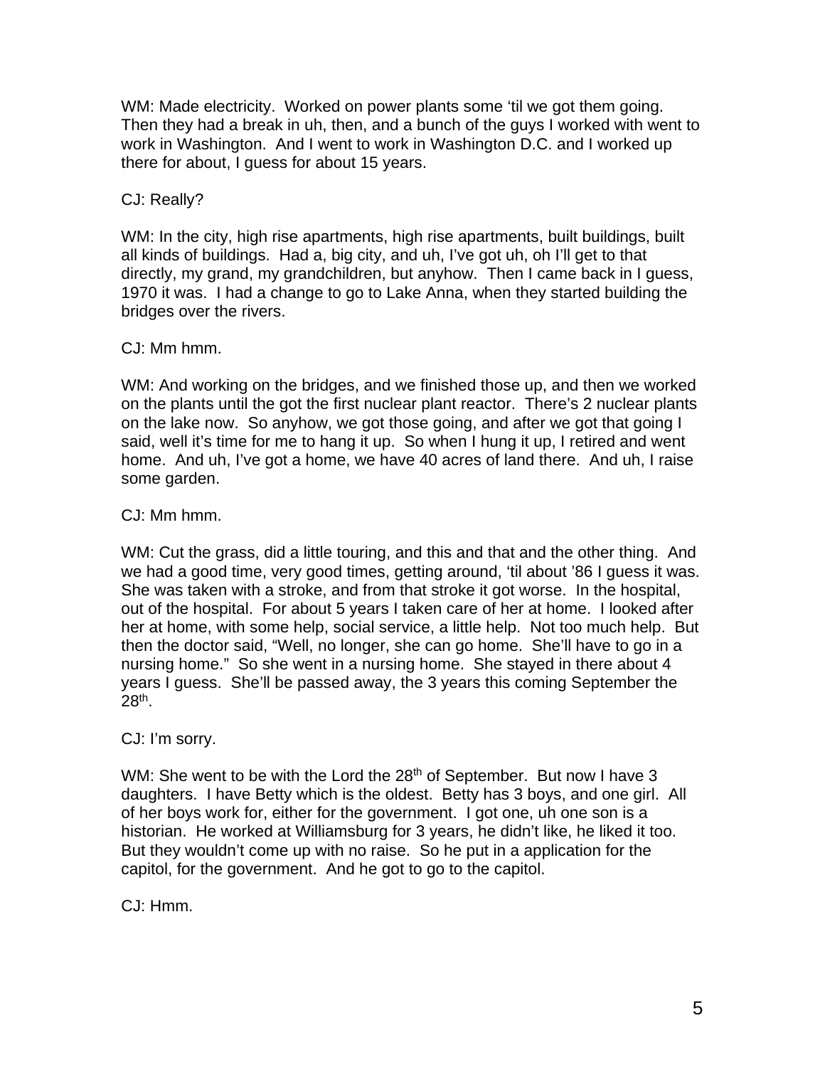WM: Made electricity. Worked on power plants some 'til we got them going. Then they had a break in uh, then, and a bunch of the guys I worked with went to work in Washington. And I went to work in Washington D.C. and I worked up there for about, I guess for about 15 years.

CJ: Really?

WM: In the city, high rise apartments, high rise apartments, built buildings, built all kinds of buildings. Had a, big city, and uh, I've got uh, oh I'll get to that directly, my grand, my grandchildren, but anyhow. Then I came back in I guess, 1970 it was. I had a change to go to Lake Anna, when they started building the bridges over the rivers.

CJ: Mm hmm.

WM: And working on the bridges, and we finished those up, and then we worked on the plants until the got the first nuclear plant reactor. There's 2 nuclear plants on the lake now. So anyhow, we got those going, and after we got that going I said, well it's time for me to hang it up. So when I hung it up, I retired and went home. And uh, I've got a home, we have 40 acres of land there. And uh, I raise some garden.

CJ: Mm hmm.

WM: Cut the grass, did a little touring, and this and that and the other thing. And we had a good time, very good times, getting around, 'til about '86 I guess it was. She was taken with a stroke, and from that stroke it got worse. In the hospital, out of the hospital. For about 5 years I taken care of her at home. I looked after her at home, with some help, social service, a little help. Not too much help. But then the doctor said, "Well, no longer, she can go home. She'll have to go in a nursing home." So she went in a nursing home. She stayed in there about 4 years I guess. She'll be passed away, the 3 years this coming September the 28th.

CJ: I'm sorry.

WM: She went to be with the Lord the 28th of September. But now I have 3 daughters. I have Betty which is the oldest. Betty has 3 boys, and one girl. All of her boys work for, either for the government. I got one, uh one son is a historian. He worked at Williamsburg for 3 years, he didn't like, he liked it too. But they wouldn't come up with no raise. So he put in a application for the capitol, for the government. And he got to go to the capitol.

CJ: Hmm.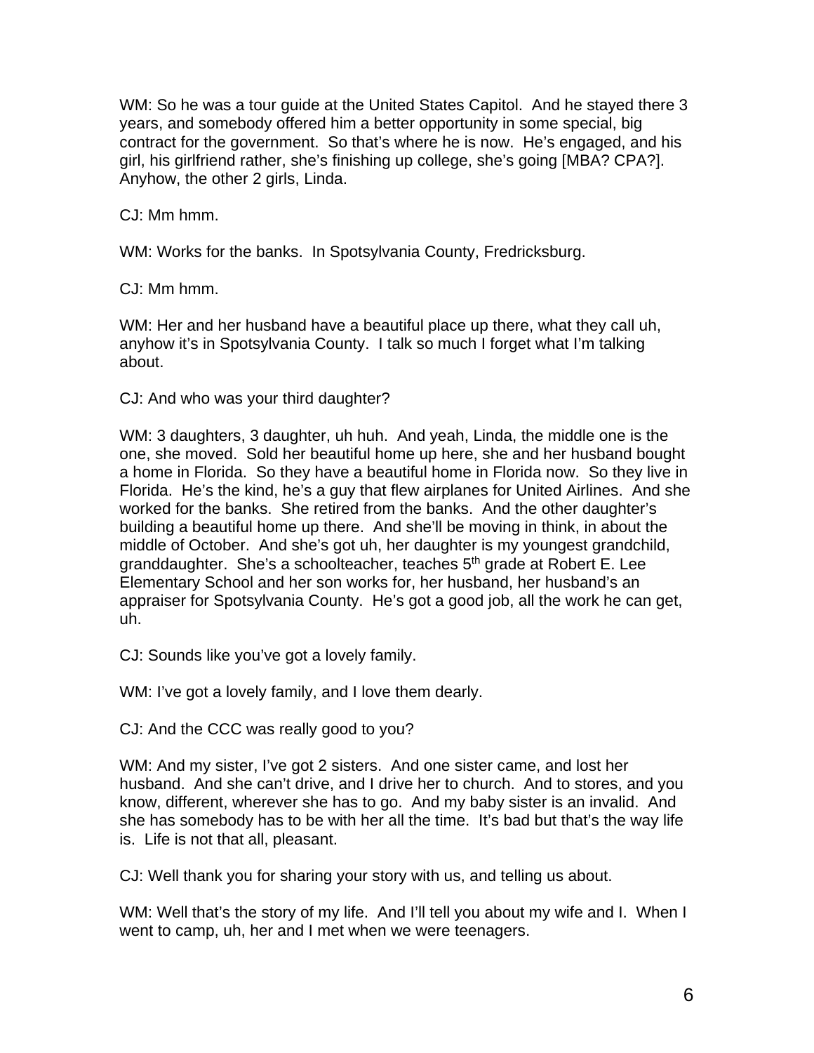WM: So he was a tour guide at the United States Capitol.  And he stayed there 3 years, and somebody offered him a better opportunity in some special, big contract for the government.  So that's where he is now.  He's engaged, and his girl, his girlfriend rather, she's finishing up college, she's going [MBA? CPA?].  Anyhow, the other 2 girls, Linda.

CJ: Mm hmm.

WM: Works for the banks.  In Spotsylvania County, Fredricksburg.

CJ: Mm hmm.

WM: Her and her husband have a beautiful place up there, what they call uh, anyhow it's in Spotsylvania County.  I talk so much I forget what I'm talking about.

CJ: And who was your third daughter?

WM: 3 daughters, 3 daughter, uh huh.  And yeah, Linda, the middle one is the one, she moved.  Sold her beautiful home up here, she and her husband bought a home in Florida.  So they have a beautiful home in Florida now.  So they live in Florida.  He's the kind, he's a guy that flew airplanes for United Airlines.  And she worked for the banks.  She retired from the banks.  And the other daughter's building a beautiful home up there.  And she'll be moving in think, in about the middle of October.  And she's got uh, her daughter is my youngest grandchild, granddaughter.  She's a schoolteacher, teaches 5th grade at Robert E. Lee Elementary School and her son works for, her husband, her husband's an appraiser for Spotsylvania County.  He's got a good job, all the work he can get, uh.

CJ: Sounds like you've got a lovely family.

WM: I've got a lovely family, and I love them dearly.

CJ: And the CCC was really good to you?

WM: And my sister, I've got 2 sisters.  And one sister came, and lost her husband.  And she can't drive, and I drive her to church.  And to stores, and you know, different, wherever she has to go.  And my baby sister is an invalid.  And she has somebody has to be with her all the time.  It's bad but that's the way life is.  Life is not that all, pleasant.

CJ: Well thank you for sharing your story with us, and telling us about.

WM: Well that's the story of my life.  And I'll tell you about my wife and I.  When I went to camp, uh, her and I met when we were teenagers.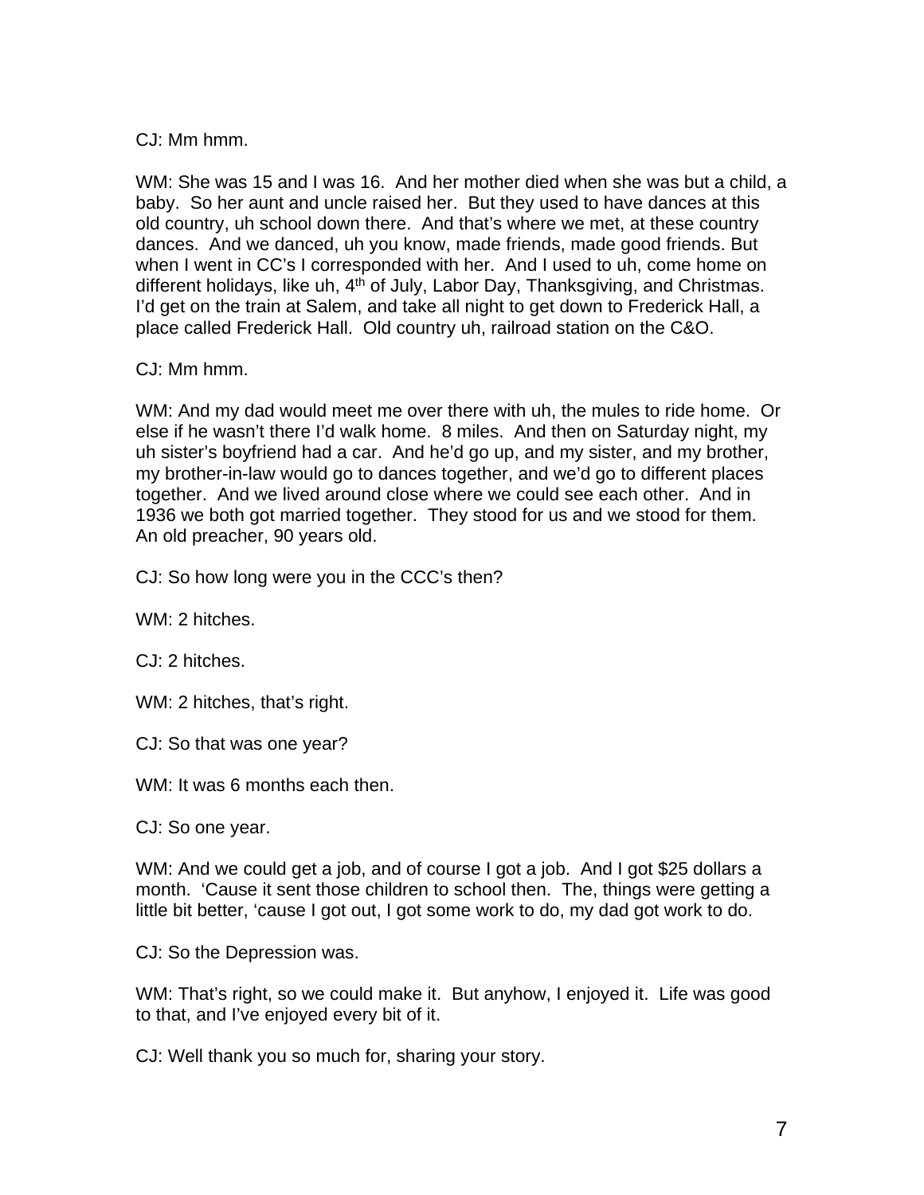CJ: Mm hmm.

WM: She was 15 and I was 16. And her mother died when she was but a child, a baby. So her aunt and uncle raised her. But they used to have dances at this old country, uh school down there. And that's where we met, at these country dances. And we danced, uh you know, made friends, made good friends. But when I went in CC's I corresponded with her. And I used to uh, come home on different holidays, like uh, 4th of July, Labor Day, Thanksgiving, and Christmas. I'd get on the train at Salem, and take all night to get down to Frederick Hall, a place called Frederick Hall. Old country uh, railroad station on the C&O.

CJ: Mm hmm.

WM: And my dad would meet me over there with uh, the mules to ride home. Or else if he wasn't there I'd walk home. 8 miles. And then on Saturday night, my uh sister's boyfriend had a car. And he'd go up, and my sister, and my brother, my brother-in-law would go to dances together, and we'd go to different places together. And we lived around close where we could see each other. And in 1936 we both got married together. They stood for us and we stood for them. An old preacher, 90 years old.

CJ: So how long were you in the CCC's then?

WM: 2 hitches.

CJ: 2 hitches.

WM: 2 hitches, that's right.

CJ: So that was one year?

WM: It was 6 months each then.

CJ: So one year.

WM: And we could get a job, and of course I got a job. And I got $25 dollars a month. 'Cause it sent those children to school then. The, things were getting a little bit better, 'cause I got out, I got some work to do, my dad got work to do.

CJ: So the Depression was.

WM: That's right, so we could make it. But anyhow, I enjoyed it. Life was good to that, and I've enjoyed every bit of it.

CJ: Well thank you so much for, sharing your story.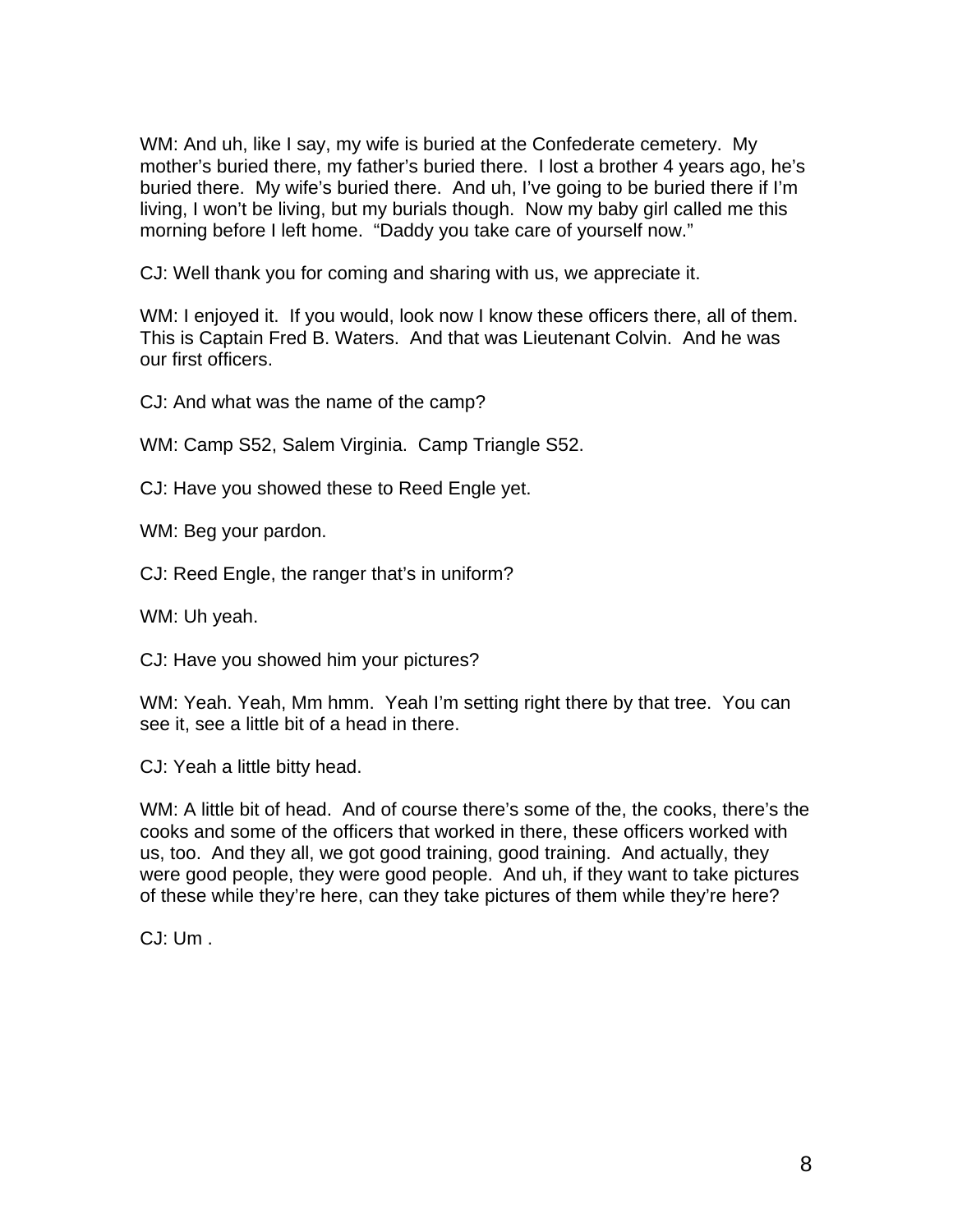WM: And uh, like I say, my wife is buried at the Confederate cemetery. My mother's buried there, my father's buried there. I lost a brother 4 years ago, he's buried there. My wife's buried there. And uh, I've going to be buried there if I'm living, I won't be living, but my burials though. Now my baby girl called me this morning before I left home. "Daddy you take care of yourself now."

CJ: Well thank you for coming and sharing with us, we appreciate it.

WM: I enjoyed it. If you would, look now I know these officers there, all of them. This is Captain Fred B. Waters. And that was Lieutenant Colvin. And he was our first officers.

CJ: And what was the name of the camp?

WM: Camp S52, Salem Virginia. Camp Triangle S52.

CJ: Have you showed these to Reed Engle yet.

WM: Beg your pardon.

CJ: Reed Engle, the ranger that's in uniform?

WM: Uh yeah.

CJ: Have you showed him your pictures?

WM: Yeah. Yeah, Mm hmm. Yeah I'm setting right there by that tree. You can see it, see a little bit of a head in there.

CJ: Yeah a little bitty head.

WM: A little bit of head. And of course there's some of the, the cooks, there's the cooks and some of the officers that worked in there, these officers worked with us, too. And they all, we got good training, good training. And actually, they were good people, they were good people. And uh, if they want to take pictures of these while they're here, can they take pictures of them while they're here?

CJ: Um .